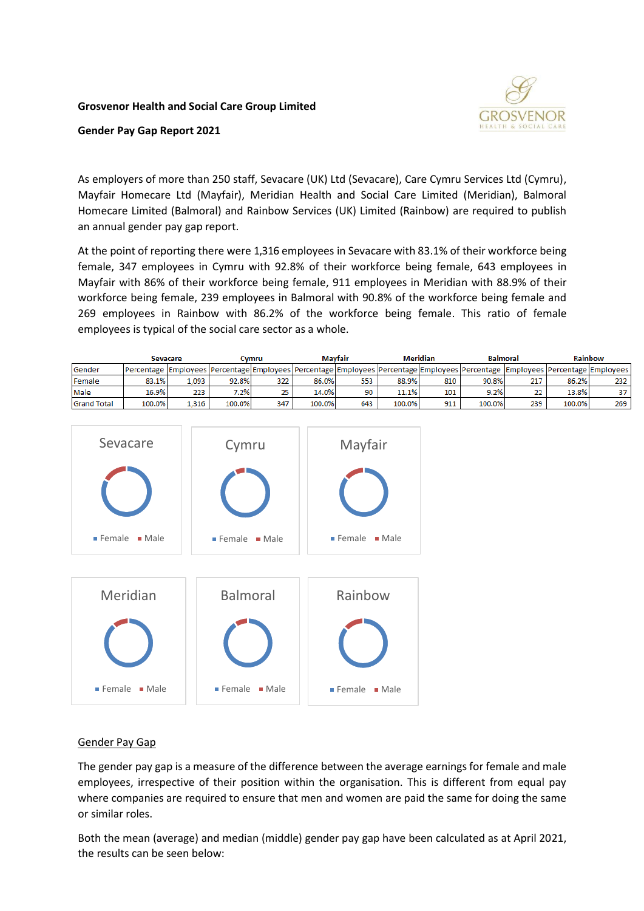**Grosvenor Health and Social Care Group Limited**

**Gender Pay Gap Report 2021**

As employers of more than 250 staff, Sevacare (UK) Ltd (Sevacare), Care Cymru Services Ltd (Cymru), Mayfair Homecare Ltd (Mayfair), Meridian Health and Social Care Limited (Meridian), Balmoral Homecare Limited (Balmoral) and Rainbow Services (UK) Limited (Rainbow) are required to publish an annual gender pay gap report.

At the point of reporting there were 1,316 employees in Sevacare with 83.1% of their workforce being female, 347 employees in Cymru with 92.8% of their workforce being female, 643 employees in Mayfair with 86% of their workforce being female, 911 employees in Meridian with 88.9% of their workforce being female, 239 employees in Balmoral with 90.8% of the workforce being female and 269 employees in Rainbow with 86.2% of the workforce being female. This ratio of female employees is typical of the social care sector as a whole.

| | Sevacare | | Cymru | | Mayfair | | Meridian | | Balmoral | | Rainbow | |
|---|---|---|---|---|---|---|---|---|---|---|---|---|
| Gender | Percentage | Employees | Percentage | Employees | Percentage | Employees | Percentage | Employees | Percentage | Employees | Percentage | Employees |
| Female | 83.1% | 1,093 | 92.8% | 322 | 86.0% | 553 | 88.9% | 810 | 90.8% | 217 | 86.2% | 232 |
| Male | 16.9% | 223 | 7.2% | 25 | 14.0% | 90 | 11.1% | 101 | 9.2% | 22 | 13.8% | 37 |
| Grand Total | 100.0% | 1,316 | 100.0% | 347 | 100.0% | 643 | 100.0% | 911 | 100.0% | 239 | 100.0% | 269 |

Sevacare — Female, Male

Cymru — Female, Male

Mayfair — Female, Male

Meridian — Female, Male

Balmoral — Female, Male

Rainbow — Female, Male

## Gender Pay Gap

The gender pay gap is a measure of the difference between the average earnings for female and male employees, irrespective of their position within the organisation. This is different from equal pay where companies are required to ensure that men and women are paid the same for doing the same or similar roles.

Both the mean (average) and median (middle) gender pay gap have been calculated as at April 2021, the results can be seen below: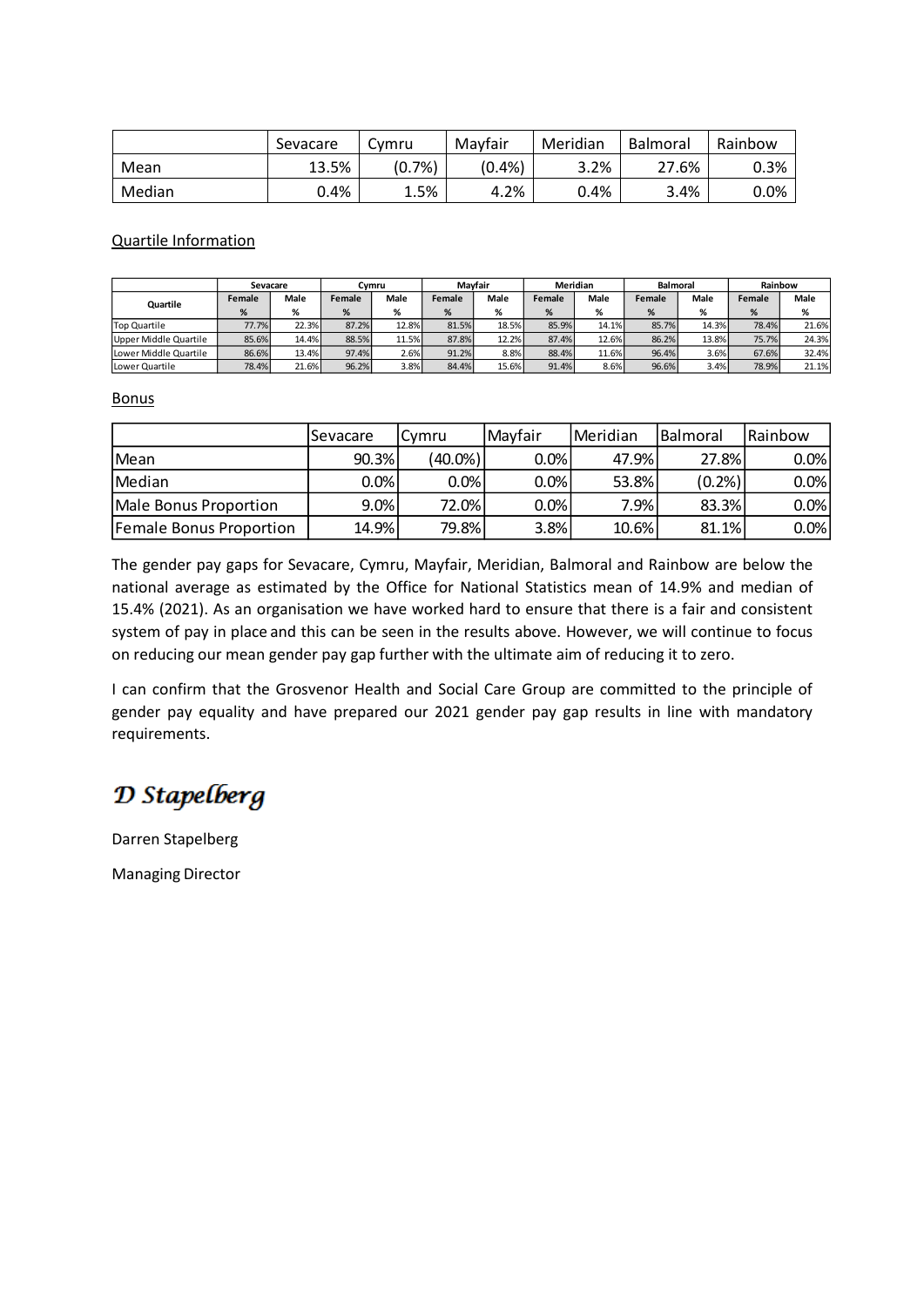| | Sevacare | Cymru | Mayfair | Meridian | Balmoral | Rainbow |
|---|---|---|---|---|---|---|
| Mean | 13.5% | (0.7%) | (0.4%) | 3.2% | 27.6% | 0.3% |
| Median | 0.4% | 1.5% | 4.2% | 0.4% | 3.4% | 0.0% |

Quartile Information

| Quartile | Sevacare | | Cymru | | Mayfair | | Meridian | | Balmoral | | Rainbow | |
|---|---|---|---|---|---|---|---|---|---|---|---|---|
| | Female % | Male % | Female % | Male % | Female % | Male % | Female % | Male % | Female % | Male % | Female % | Male % |
| Top Quartile | 77.7% | 22.3% | 87.2% | 12.8% | 81.5% | 18.5% | 85.9% | 14.1% | 85.7% | 14.3% | 78.4% | 21.6% |
| Upper Middle Quartile | 85.6% | 14.4% | 88.5% | 11.5% | 87.8% | 12.2% | 87.4% | 12.6% | 86.2% | 13.8% | 75.7% | 24.3% |
| Lower Middle Quartile | 86.6% | 13.4% | 97.4% | 2.6% | 91.2% | 8.8% | 88.4% | 11.6% | 96.4% | 3.6% | 67.6% | 32.4% |
| Lower Quartile | 78.4% | 21.6% | 96.2% | 3.8% | 84.4% | 15.6% | 91.4% | 8.6% | 96.6% | 3.4% | 78.9% | 21.1% |

Bonus

| | Sevacare | Cymru | Mayfair | Meridian | Balmoral | Rainbow |
|---|---|---|---|---|---|---|
| Mean | 90.3% | (40.0%) | 0.0% | 47.9% | 27.8% | 0.0% |
| Median | 0.0% | 0.0% | 0.0% | 53.8% | (0.2%) | 0.0% |
| Male Bonus Proportion | 9.0% | 72.0% | 0.0% | 7.9% | 83.3% | 0.0% |
| Female Bonus Proportion | 14.9% | 79.8% | 3.8% | 10.6% | 81.1% | 0.0% |

The gender pay gaps for Sevacare, Cymru, Mayfair, Meridian, Balmoral and Rainbow are below the national average as estimated by the Office for National Statistics mean of 14.9% and median of 15.4% (2021). As an organisation we have worked hard to ensure that there is a fair and consistent system of pay in place and this can be seen in the results above. However, we will continue to focus on reducing our mean gender pay gap further with the ultimate aim of reducing it to zero.

I can confirm that the Grosvenor Health and Social Care Group are committed to the principle of gender pay equality and have prepared our 2021 gender pay gap results in line with mandatory requirements.

*D Stapelberg*

Darren Stapelberg

Managing Director